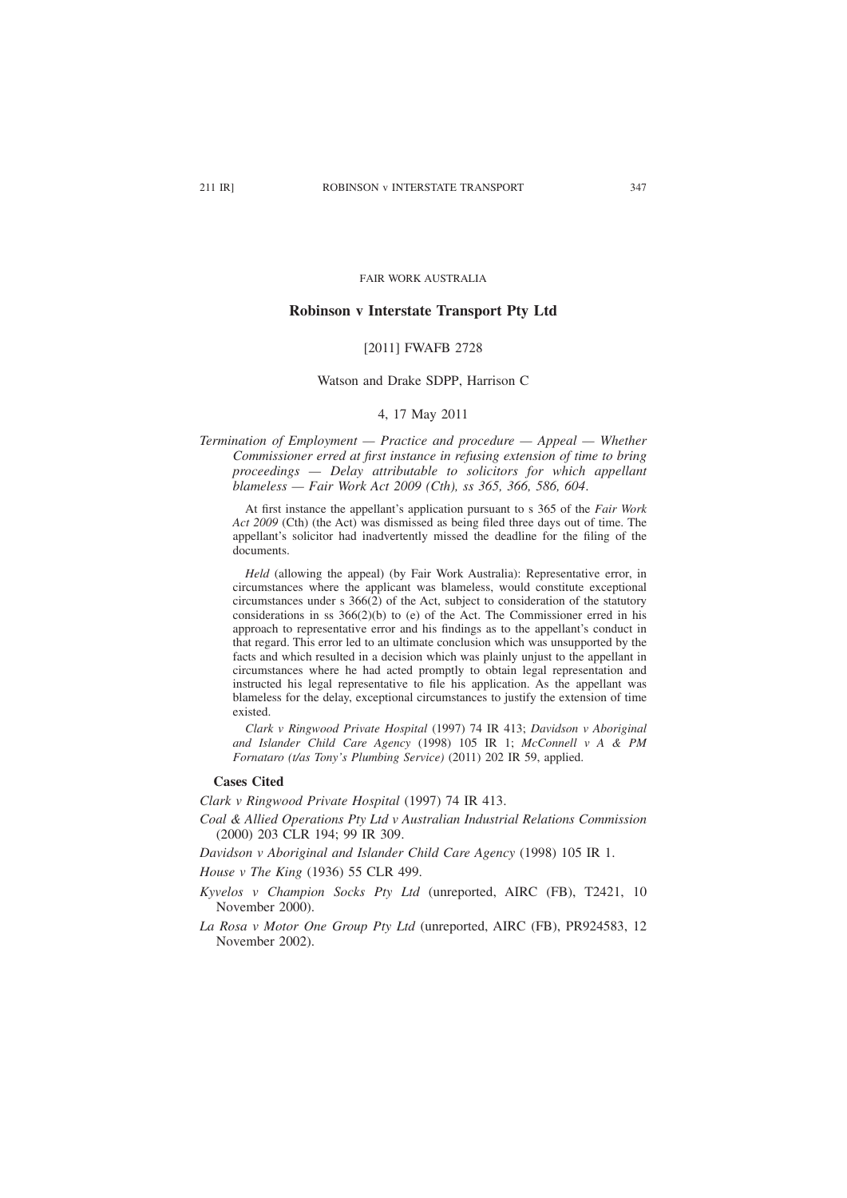FAIR WORK AUSTRALIA

# Robinson v Interstate Transport Pty Ltd

[2011] FWAFB 2728

Watson and Drake SDPP, Harrison C

4, 17 May 2011

*Termination of Employment — Practice and procedure — Appeal — Whether Commissioner erred at first instance in refusing extension of time to bring proceedings — Delay attributable to solicitors for which appellant blameless — Fair Work Act 2009 (Cth), ss 365, 366, 586, 604.*

At first instance the appellant's application pursuant to s 365 of the *Fair Work Act 2009* (Cth) (the Act) was dismissed as being filed three days out of time. The appellant's solicitor had inadvertently missed the deadline for the filing of the documents.

*Held* (allowing the appeal) (by Fair Work Australia): Representative error, in circumstances where the applicant was blameless, would constitute exceptional circumstances under s 366(2) of the Act, subject to consideration of the statutory considerations in ss 366(2)(b) to (e) of the Act. The Commissioner erred in his approach to representative error and his findings as to the appellant's conduct in that regard. This error led to an ultimate conclusion which was unsupported by the facts and which resulted in a decision which was plainly unjust to the appellant in circumstances where he had acted promptly to obtain legal representation and instructed his legal representative to file his application. As the appellant was blameless for the delay, exceptional circumstances to justify the extension of time existed.

*Clark v Ringwood Private Hospital* (1997) 74 IR 413; *Davidson v Aboriginal and Islander Child Care Agency* (1998) 105 IR 1; *McConnell v A & PM Fornataro (t/as Tony's Plumbing Service)* (2011) 202 IR 59, applied.

**Cases Cited**

*Clark v Ringwood Private Hospital* (1997) 74 IR 413.

*Coal & Allied Operations Pty Ltd v Australian Industrial Relations Commission* (2000) 203 CLR 194; 99 IR 309.

*Davidson v Aboriginal and Islander Child Care Agency* (1998) 105 IR 1.

*House v The King* (1936) 55 CLR 499.

*Kyvelos v Champion Socks Pty Ltd* (unreported, AIRC (FB), T2421, 10 November 2000).

*La Rosa v Motor One Group Pty Ltd* (unreported, AIRC (FB), PR924583, 12 November 2002).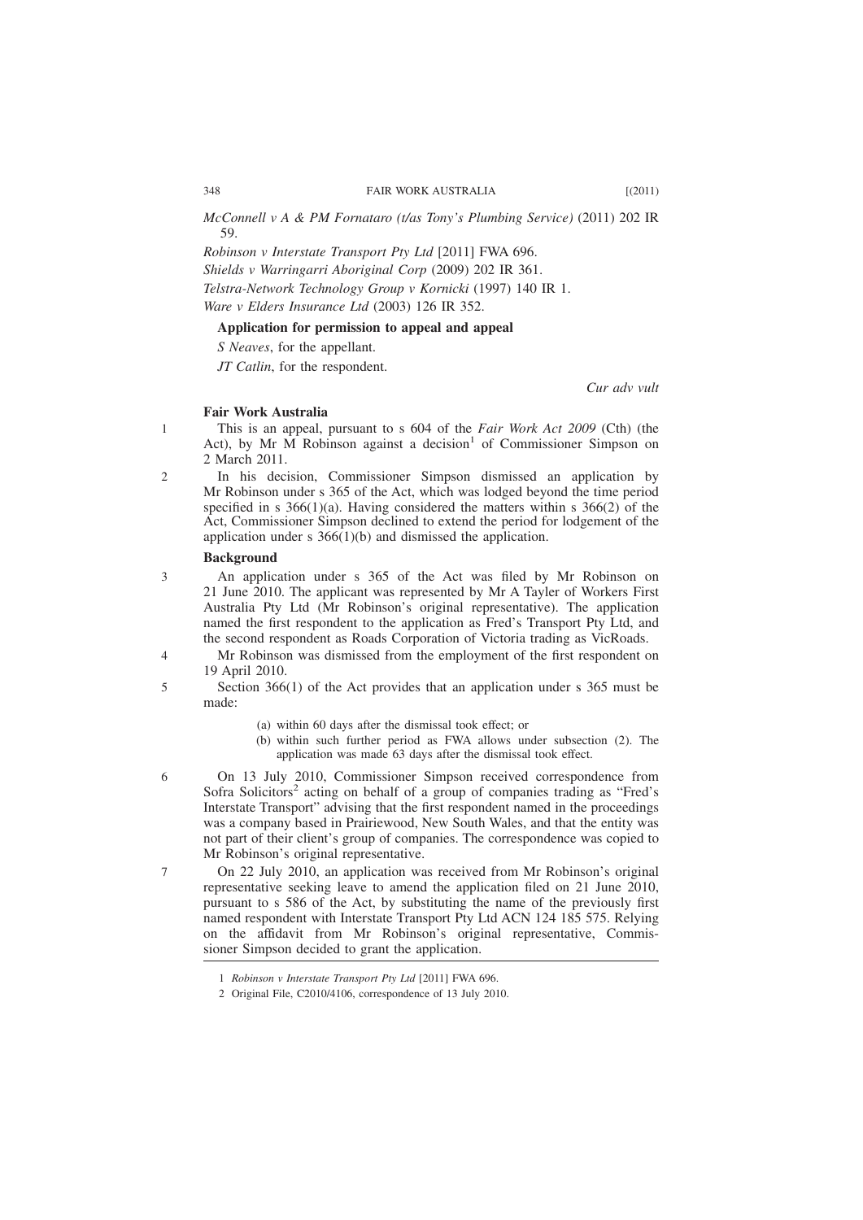*McConnell v A & PM Fornataro (t/as Tony's Plumbing Service)* (2011) 202 IR 59.

*Robinson v Interstate Transport Pty Ltd* [2011] FWA 696.

*Shields v Warringarri Aboriginal Corp* (2009) 202 IR 361.

*Telstra-Network Technology Group v Kornicki* (1997) 140 IR 1.

*Ware v Elders Insurance Ltd* (2003) 126 IR 352.

**Application for permission to appeal and appeal**

*S Neaves*, for the appellant.

*JT Catlin*, for the respondent.

*Cur adv vult*

**Fair Work Australia**

1 This is an appeal, pursuant to s 604 of the *Fair Work Act 2009* (Cth) (the Act), by Mr M Robinson against a decision[1] of Commissioner Simpson on 2 March 2011.

2 In his decision, Commissioner Simpson dismissed an application by Mr Robinson under s 365 of the Act, which was lodged beyond the time period specified in s 366(1)(a). Having considered the matters within s 366(2) of the Act, Commissioner Simpson declined to extend the period for lodgement of the application under s 366(1)(b) and dismissed the application.

**Background**

3 An application under s 365 of the Act was filed by Mr Robinson on 21 June 2010. The applicant was represented by Mr A Tayler of Workers First Australia Pty Ltd (Mr Robinson's original representative). The application named the first respondent to the application as Fred's Transport Pty Ltd, and the second respondent as Roads Corporation of Victoria trading as VicRoads.

4 Mr Robinson was dismissed from the employment of the first respondent on 19 April 2010.

5 Section 366(1) of the Act provides that an application under s 365 must be made:

> (a) within 60 days after the dismissal took effect; or
> (b) within such further period as FWA allows under subsection (2). The application was made 63 days after the dismissal took effect.

6 On 13 July 2010, Commissioner Simpson received correspondence from Sofra Solicitors[2] acting on behalf of a group of companies trading as "Fred's Interstate Transport" advising that the first respondent named in the proceedings was a company based in Prairiewood, New South Wales, and that the entity was not part of their client's group of companies. The correspondence was copied to Mr Robinson's original representative.

7 On 22 July 2010, an application was received from Mr Robinson's original representative seeking leave to amend the application filed on 21 June 2010, pursuant to s 586 of the Act, by substituting the name of the previously first named respondent with Interstate Transport Pty Ltd ACN 124 185 575. Relying on the affidavit from Mr Robinson's original representative, Commissioner Simpson decided to grant the application.

---

1 *Robinson v Interstate Transport Pty Ltd* [2011] FWA 696.

2 Original File, C2010/4106, correspondence of 13 July 2010.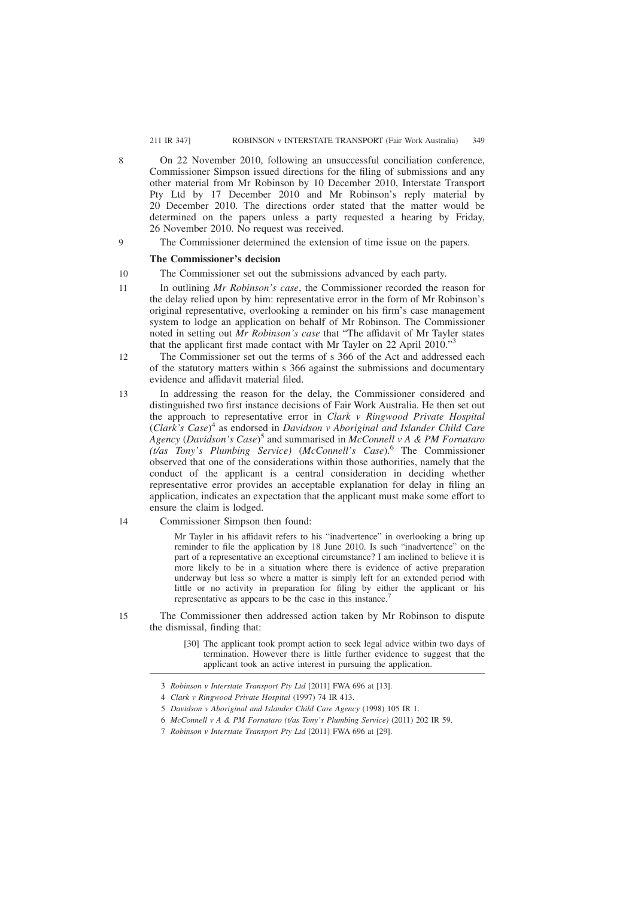8 On 22 November 2010, following an unsuccessful conciliation conference, Commissioner Simpson issued directions for the filing of submissions and any other material from Mr Robinson by 10 December 2010, Interstate Transport Pty Ltd by 17 December 2010 and Mr Robinson's reply material by 20 December 2010. The directions order stated that the matter would be determined on the papers unless a party requested a hearing by Friday, 26 November 2010. No request was received.

9 The Commissioner determined the extension of time issue on the papers.

### The Commissioner's decision

10 The Commissioner set out the submissions advanced by each party.

11 In outlining *Mr Robinson's case*, the Commissioner recorded the reason for the delay relied upon by him: representative error in the form of Mr Robinson's original representative, overlooking a reminder on his firm's case management system to lodge an application on behalf of Mr Robinson. The Commissioner noted in setting out *Mr Robinson's case* that "The affidavit of Mr Tayler states that the applicant first made contact with Mr Tayler on 22 April 2010."[3]

12 The Commissioner set out the terms of s 366 of the Act and addressed each of the statutory matters within s 366 against the submissions and documentary evidence and affidavit material filed.

13 In addressing the reason for the delay, the Commissioner considered and distinguished two first instance decisions of Fair Work Australia. He then set out the approach to representative error in *Clark v Ringwood Private Hospital* (*Clark's Case*)[4] as endorsed in *Davidson v Aboriginal and Islander Child Care Agency* (*Davidson's Case*)[5] and summarised in *McConnell v A & PM Fornataro (t/as Tony's Plumbing Service)* (*McConnell's Case*).[6] The Commissioner observed that one of the considerations within those authorities, namely that the conduct of the applicant is a central consideration in deciding whether representative error provides an acceptable explanation for delay in filing an application, indicates an expectation that the applicant must make some effort to ensure the claim is lodged.

14 Commissioner Simpson then found:

> Mr Tayler in his affidavit refers to his "inadvertence" in overlooking a bring up reminder to file the application by 18 June 2010. Is such "inadvertence" on the part of a representative an exceptional circumstance? I am inclined to believe it is more likely to be in a situation where there is evidence of active preparation underway but less so where a matter is simply left for an extended period with little or no activity in preparation for filing by either the applicant or his representative as appears to be the case in this instance.[7]

15 The Commissioner then addressed action taken by Mr Robinson to dispute the dismissal, finding that:

> [30] The applicant took prompt action to seek legal advice within two days of termination. However there is little further evidence to suggest that the applicant took an active interest in pursuing the application.

---

3 *Robinson v Interstate Transport Pty Ltd* [2011] FWA 696 at [13].

4 *Clark v Ringwood Private Hospital* (1997) 74 IR 413.

5 *Davidson v Aboriginal and Islander Child Care Agency* (1998) 105 IR 1.

6 *McConnell v A & PM Fornataro (t/as Tony's Plumbing Service)* (2011) 202 IR 59.

7 *Robinson v Interstate Transport Pty Ltd* [2011] FWA 696 at [29].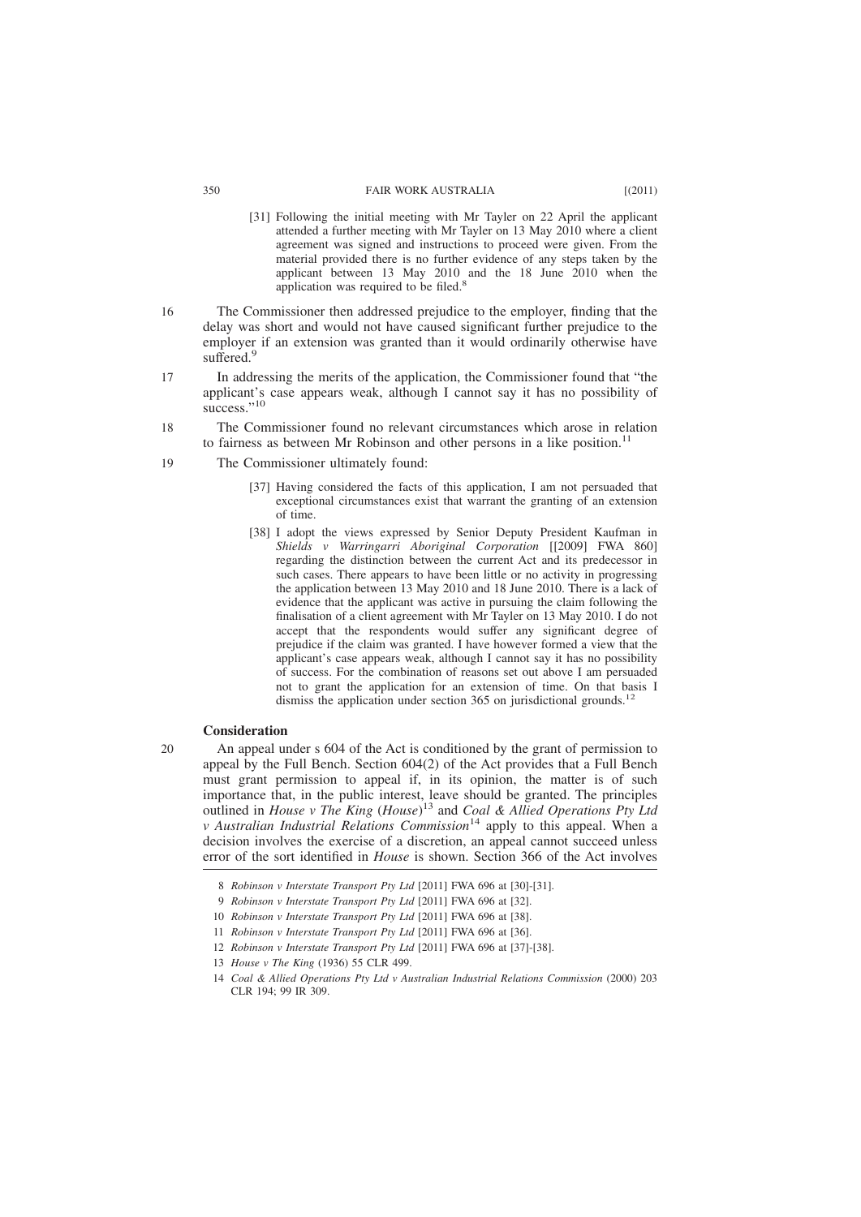> [31] Following the initial meeting with Mr Tayler on 22 April the applicant attended a further meeting with Mr Tayler on 13 May 2010 where a client agreement was signed and instructions to proceed were given. From the material provided there is no further evidence of any steps taken by the applicant between 13 May 2010 and the 18 June 2010 when the application was required to be filed.[8]

16 The Commissioner then addressed prejudice to the employer, finding that the delay was short and would not have caused significant further prejudice to the employer if an extension was granted than it would ordinarily otherwise have suffered.[9]

17 In addressing the merits of the application, the Commissioner found that "the applicant's case appears weak, although I cannot say it has no possibility of success."[10]

18 The Commissioner found no relevant circumstances which arose in relation to fairness as between Mr Robinson and other persons in a like position.[11]

19 The Commissioner ultimately found:

> [37] Having considered the facts of this application, I am not persuaded that exceptional circumstances exist that warrant the granting of an extension of time.
>
> [38] I adopt the views expressed by Senior Deputy President Kaufman in *Shields v Warringarri Aboriginal Corporation* [[2009] FWA 860] regarding the distinction between the current Act and its predecessor in such cases. There appears to have been little or no activity in progressing the application between 13 May 2010 and 18 June 2010. There is a lack of evidence that the applicant was active in pursuing the claim following the finalisation of a client agreement with Mr Tayler on 13 May 2010. I do not accept that the respondents would suffer any significant degree of prejudice if the claim was granted. I have however formed a view that the applicant's case appears weak, although I cannot say it has no possibility of success. For the combination of reasons set out above I am persuaded not to grant the application for an extension of time. On that basis I dismiss the application under section 365 on jurisdictional grounds.[12]

### Consideration

20 An appeal under s 604 of the Act is conditioned by the grant of permission to appeal by the Full Bench. Section 604(2) of the Act provides that a Full Bench must grant permission to appeal if, in its opinion, the matter is of such importance that, in the public interest, leave should be granted. The principles outlined in *House v The King* (*House*)[13] and *Coal & Allied Operations Pty Ltd v Australian Industrial Relations Commission*[14] apply to this appeal. When a decision involves the exercise of a discretion, an appeal cannot succeed unless error of the sort identified in *House* is shown. Section 366 of the Act involves

---

8 *Robinson v Interstate Transport Pty Ltd* [2011] FWA 696 at [30]-[31].

9 *Robinson v Interstate Transport Pty Ltd* [2011] FWA 696 at [32].

10 *Robinson v Interstate Transport Pty Ltd* [2011] FWA 696 at [38].

11 *Robinson v Interstate Transport Pty Ltd* [2011] FWA 696 at [36].

12 *Robinson v Interstate Transport Pty Ltd* [2011] FWA 696 at [37]-[38].

13 *House v The King* (1936) 55 CLR 499.

14 *Coal & Allied Operations Pty Ltd v Australian Industrial Relations Commission* (2000) 203 CLR 194; 99 IR 309.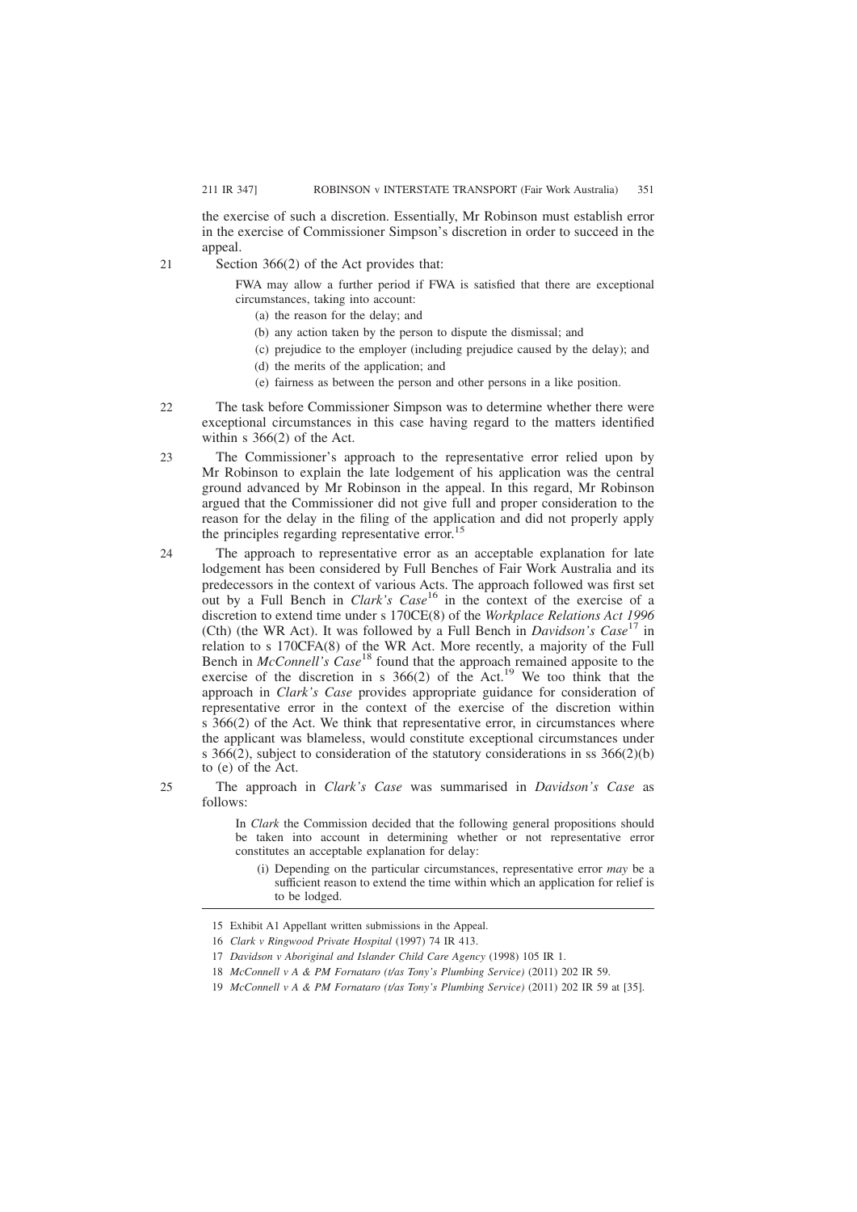the exercise of such a discretion. Essentially, Mr Robinson must establish error in the exercise of Commissioner Simpson's discretion in order to succeed in the appeal.

21 Section 366(2) of the Act provides that:

> FWA may allow a further period if FWA is satisfied that there are exceptional circumstances, taking into account:
>
> (a) the reason for the delay; and
>
> (b) any action taken by the person to dispute the dismissal; and
>
> (c) prejudice to the employer (including prejudice caused by the delay); and
>
> (d) the merits of the application; and
>
> (e) fairness as between the person and other persons in a like position.

22 The task before Commissioner Simpson was to determine whether there were exceptional circumstances in this case having regard to the matters identified within s 366(2) of the Act.

23 The Commissioner's approach to the representative error relied upon by Mr Robinson to explain the late lodgement of his application was the central ground advanced by Mr Robinson in the appeal. In this regard, Mr Robinson argued that the Commissioner did not give full and proper consideration to the reason for the delay in the filing of the application and did not properly apply the principles regarding representative error.[15]

24 The approach to representative error as an acceptable explanation for late lodgement has been considered by Full Benches of Fair Work Australia and its predecessors in the context of various Acts. The approach followed was first set out by a Full Bench in *Clark's Case*[16] in the context of the exercise of a discretion to extend time under s 170CE(8) of the *Workplace Relations Act 1996* (Cth) (the WR Act). It was followed by a Full Bench in *Davidson's Case*[17] in relation to s 170CFA(8) of the WR Act. More recently, a majority of the Full Bench in *McConnell's Case*[18] found that the approach remained apposite to the exercise of the discretion in s 366(2) of the Act.[19] We too think that the approach in *Clark's Case* provides appropriate guidance for consideration of representative error in the context of the exercise of the discretion within s 366(2) of the Act. We think that representative error, in circumstances where the applicant was blameless, would constitute exceptional circumstances under s 366(2), subject to consideration of the statutory considerations in ss 366(2)(b) to (e) of the Act.

25 The approach in *Clark's Case* was summarised in *Davidson's Case* as follows:

> In *Clark* the Commission decided that the following general propositions should be taken into account in determining whether or not representative error constitutes an acceptable explanation for delay:
>
> (i) Depending on the particular circumstances, representative error *may* be a sufficient reason to extend the time within which an application for relief is to be lodged.

---

15 Exhibit A1 Appellant written submissions in the Appeal.

16 *Clark v Ringwood Private Hospital* (1997) 74 IR 413.

17 *Davidson v Aboriginal and Islander Child Care Agency* (1998) 105 IR 1.

18 *McConnell v A & PM Fornataro (t/as Tony's Plumbing Service)* (2011) 202 IR 59.

19 *McConnell v A & PM Fornataro (t/as Tony's Plumbing Service)* (2011) 202 IR 59 at [35].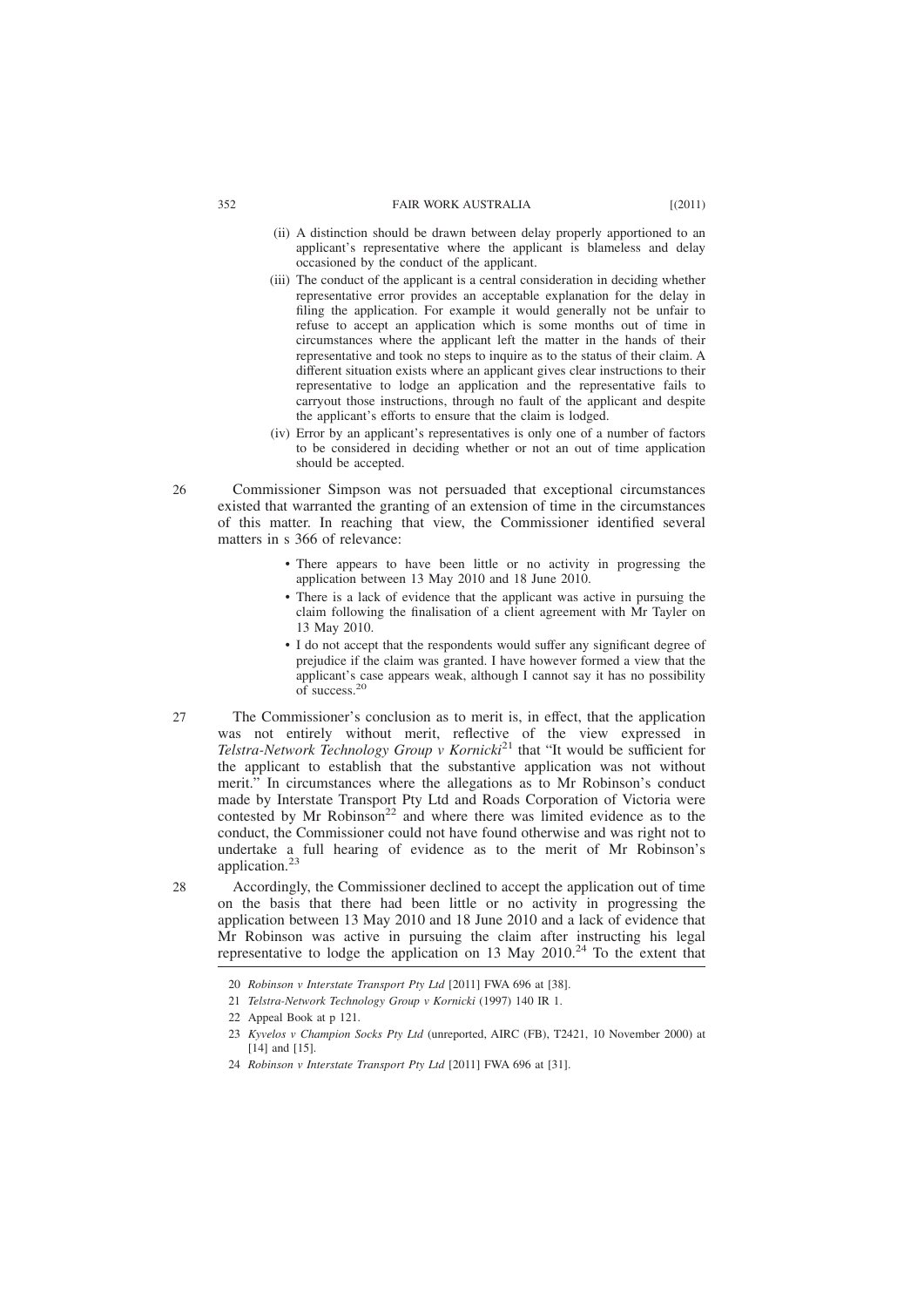(ii) A distinction should be drawn between delay properly apportioned to an applicant's representative where the applicant is blameless and delay occasioned by the conduct of the applicant.

(iii) The conduct of the applicant is a central consideration in deciding whether representative error provides an acceptable explanation for the delay in filing the application. For example it would generally not be unfair to refuse to accept an application which is some months out of time in circumstances where the applicant left the matter in the hands of their representative and took no steps to inquire as to the status of their claim. A different situation exists where an applicant gives clear instructions to their representative to lodge an application and the representative fails to carryout those instructions, through no fault of the applicant and despite the applicant's efforts to ensure that the claim is lodged.

(iv) Error by an applicant's representatives is only one of a number of factors to be considered in deciding whether or not an out of time application should be accepted.

26 Commissioner Simpson was not persuaded that exceptional circumstances existed that warranted the granting of an extension of time in the circumstances of this matter. In reaching that view, the Commissioner identified several matters in s 366 of relevance:

- There appears to have been little or no activity in progressing the application between 13 May 2010 and 18 June 2010.
- There is a lack of evidence that the applicant was active in pursuing the claim following the finalisation of a client agreement with Mr Tayler on 13 May 2010.
- I do not accept that the respondents would suffer any significant degree of prejudice if the claim was granted. I have however formed a view that the applicant's case appears weak, although I cannot say it has no possibility of success.[20]

27 The Commissioner's conclusion as to merit is, in effect, that the application was not entirely without merit, reflective of the view expressed in *Telstra-Network Technology Group v Kornicki*[21] that "It would be sufficient for the applicant to establish that the substantive application was not without merit." In circumstances where the allegations as to Mr Robinson's conduct made by Interstate Transport Pty Ltd and Roads Corporation of Victoria were contested by Mr Robinson[22] and where there was limited evidence as to the conduct, the Commissioner could not have found otherwise and was right not to undertake a full hearing of evidence as to the merit of Mr Robinson's application.[23]

28 Accordingly, the Commissioner declined to accept the application out of time on the basis that there had been little or no activity in progressing the application between 13 May 2010 and 18 June 2010 and a lack of evidence that Mr Robinson was active in pursuing the claim after instructing his legal representative to lodge the application on 13 May 2010.[24] To the extent that

---

20 *Robinson v Interstate Transport Pty Ltd* [2011] FWA 696 at [38].

21 *Telstra-Network Technology Group v Kornicki* (1997) 140 IR 1.

22 Appeal Book at p 121.

23 *Kyvelos v Champion Socks Pty Ltd* (unreported, AIRC (FB), T2421, 10 November 2000) at [14] and [15].

24 *Robinson v Interstate Transport Pty Ltd* [2011] FWA 696 at [31].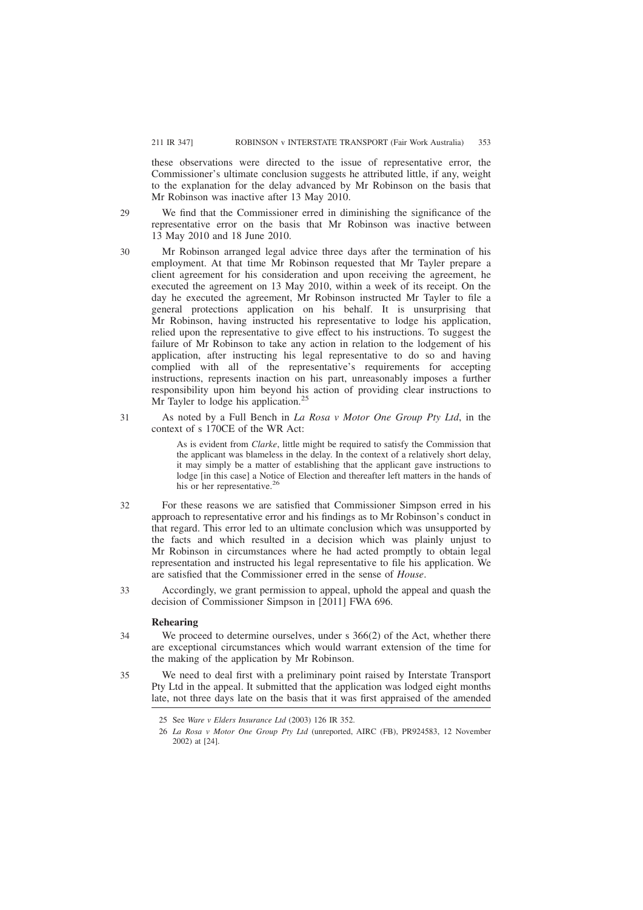these observations were directed to the issue of representative error, the Commissioner's ultimate conclusion suggests he attributed little, if any, weight to the explanation for the delay advanced by Mr Robinson on the basis that Mr Robinson was inactive after 13 May 2010.

29 We find that the Commissioner erred in diminishing the significance of the representative error on the basis that Mr Robinson was inactive between 13 May 2010 and 18 June 2010.

30 Mr Robinson arranged legal advice three days after the termination of his employment. At that time Mr Robinson requested that Mr Tayler prepare a client agreement for his consideration and upon receiving the agreement, he executed the agreement on 13 May 2010, within a week of its receipt. On the day he executed the agreement, Mr Robinson instructed Mr Tayler to file a general protections application on his behalf. It is unsurprising that Mr Robinson, having instructed his representative to lodge his application, relied upon the representative to give effect to his instructions. To suggest the failure of Mr Robinson to take any action in relation to the lodgement of his application, after instructing his legal representative to do so and having complied with all of the representative's requirements for accepting instructions, represents inaction on his part, unreasonably imposes a further responsibility upon him beyond his action of providing clear instructions to Mr Tayler to lodge his application.[25]

31 As noted by a Full Bench in *La Rosa v Motor One Group Pty Ltd*, in the context of s 170CE of the WR Act:

> As is evident from *Clarke*, little might be required to satisfy the Commission that the applicant was blameless in the delay. In the context of a relatively short delay, it may simply be a matter of establishing that the applicant gave instructions to lodge [in this case] a Notice of Election and thereafter left matters in the hands of his or her representative.[26]

32 For these reasons we are satisfied that Commissioner Simpson erred in his approach to representative error and his findings as to Mr Robinson's conduct in that regard. This error led to an ultimate conclusion which was unsupported by the facts and which resulted in a decision which was plainly unjust to Mr Robinson in circumstances where he had acted promptly to obtain legal representation and instructed his legal representative to file his application. We are satisfied that the Commissioner erred in the sense of *House*.

33 Accordingly, we grant permission to appeal, uphold the appeal and quash the decision of Commissioner Simpson in [2011] FWA 696.

### Rehearing

34 We proceed to determine ourselves, under s 366(2) of the Act, whether there are exceptional circumstances which would warrant extension of the time for the making of the application by Mr Robinson.

35 We need to deal first with a preliminary point raised by Interstate Transport Pty Ltd in the appeal. It submitted that the application was lodged eight months late, not three days late on the basis that it was first appraised of the amended

---

25 See *Ware v Elders Insurance Ltd* (2003) 126 IR 352.

26 *La Rosa v Motor One Group Pty Ltd* (unreported, AIRC (FB), PR924583, 12 November 2002) at [24].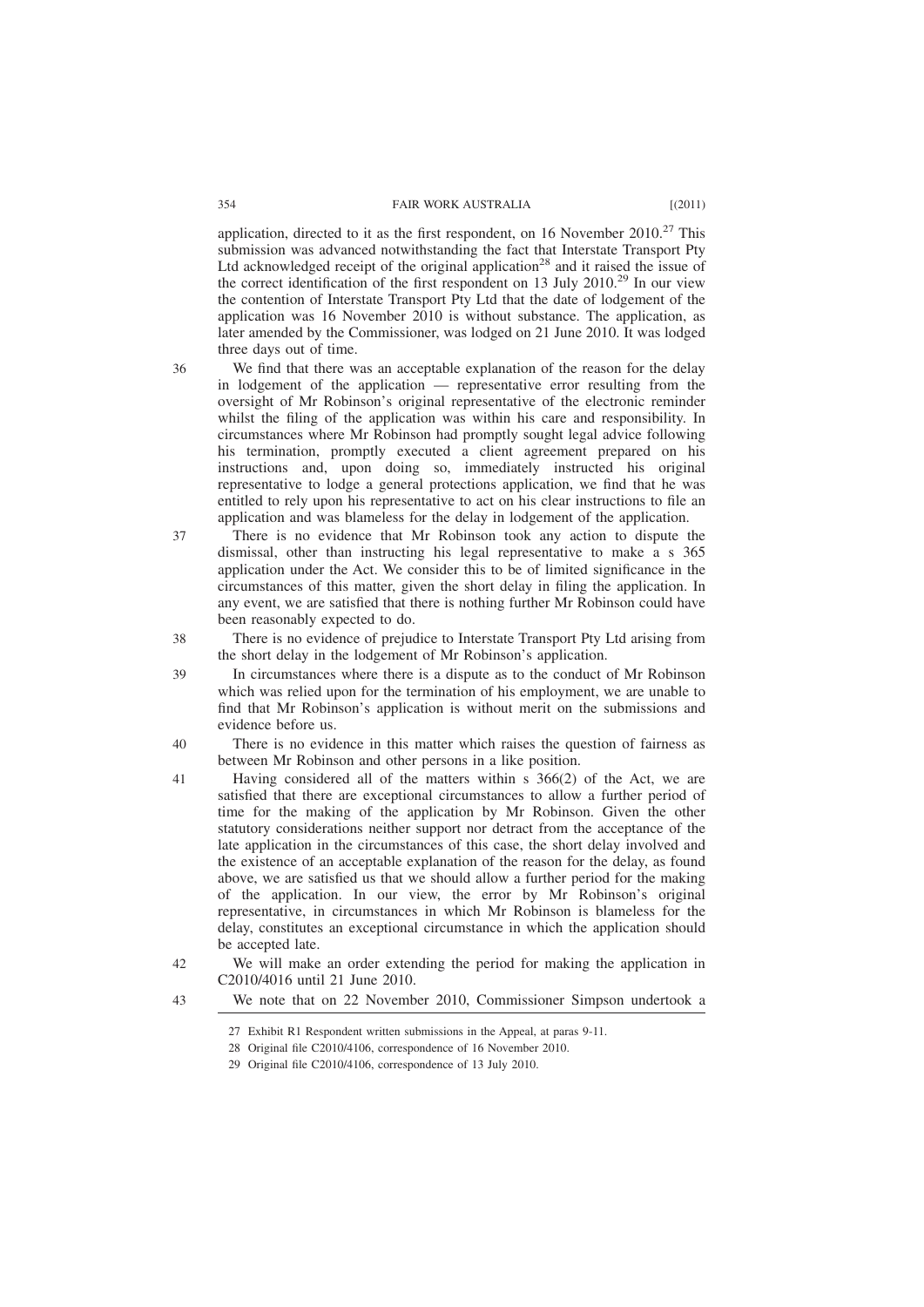application, directed to it as the first respondent, on 16 November 2010.[27] This submission was advanced notwithstanding the fact that Interstate Transport Pty Ltd acknowledged receipt of the original application[28] and it raised the issue of the correct identification of the first respondent on 13 July 2010.[29] In our view the contention of Interstate Transport Pty Ltd that the date of lodgement of the application was 16 November 2010 is without substance. The application, as later amended by the Commissioner, was lodged on 21 June 2010. It was lodged three days out of time.

36 We find that there was an acceptable explanation of the reason for the delay in lodgement of the application — representative error resulting from the oversight of Mr Robinson's original representative of the electronic reminder whilst the filing of the application was within his care and responsibility. In circumstances where Mr Robinson had promptly sought legal advice following his termination, promptly executed a client agreement prepared on his instructions and, upon doing so, immediately instructed his original representative to lodge a general protections application, we find that he was entitled to rely upon his representative to act on his clear instructions to file an application and was blameless for the delay in lodgement of the application.

37 There is no evidence that Mr Robinson took any action to dispute the dismissal, other than instructing his legal representative to make a s 365 application under the Act. We consider this to be of limited significance in the circumstances of this matter, given the short delay in filing the application. In any event, we are satisfied that there is nothing further Mr Robinson could have been reasonably expected to do.

38 There is no evidence of prejudice to Interstate Transport Pty Ltd arising from the short delay in the lodgement of Mr Robinson's application.

39 In circumstances where there is a dispute as to the conduct of Mr Robinson which was relied upon for the termination of his employment, we are unable to find that Mr Robinson's application is without merit on the submissions and evidence before us.

40 There is no evidence in this matter which raises the question of fairness as between Mr Robinson and other persons in a like position.

41 Having considered all of the matters within s 366(2) of the Act, we are satisfied that there are exceptional circumstances to allow a further period of time for the making of the application by Mr Robinson. Given the other statutory considerations neither support nor detract from the acceptance of the late application in the circumstances of this case, the short delay involved and the existence of an acceptable explanation of the reason for the delay, as found above, we are satisfied us that we should allow a further period for the making of the application. In our view, the error by Mr Robinson's original representative, in circumstances in which Mr Robinson is blameless for the delay, constitutes an exceptional circumstance in which the application should be accepted late.

42 We will make an order extending the period for making the application in C2010/4016 until 21 June 2010.

43 We note that on 22 November 2010, Commissioner Simpson undertook a

---

27 Exhibit R1 Respondent written submissions in the Appeal, at paras 9-11.

28 Original file C2010/4106, correspondence of 16 November 2010.

29 Original file C2010/4106, correspondence of 13 July 2010.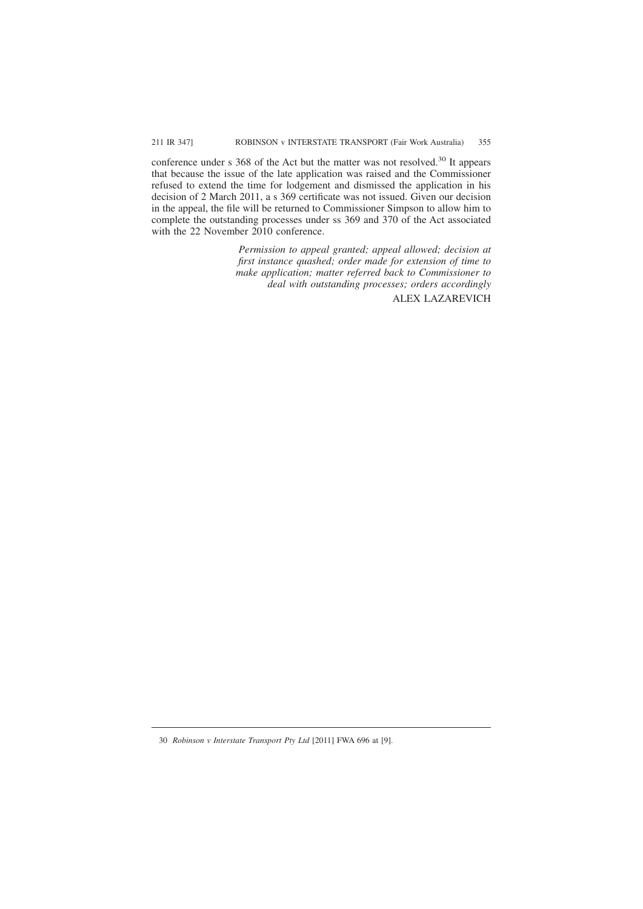conference under s 368 of the Act but the matter was not resolved.[30] It appears that because the issue of the late application was raised and the Commissioner refused to extend the time for lodgement and dismissed the application in his decision of 2 March 2011, a s 369 certificate was not issued. Given our decision in the appeal, the file will be returned to Commissioner Simpson to allow him to complete the outstanding processes under ss 369 and 370 of the Act associated with the 22 November 2010 conference.

*Permission to appeal granted; appeal allowed; decision at first instance quashed; order made for extension of time to make application; matter referred back to Commissioner to deal with outstanding processes; orders accordingly*

ALEX LAZAREVICH

---

30 *Robinson v Interstate Transport Pty Ltd* [2011] FWA 696 at [9].